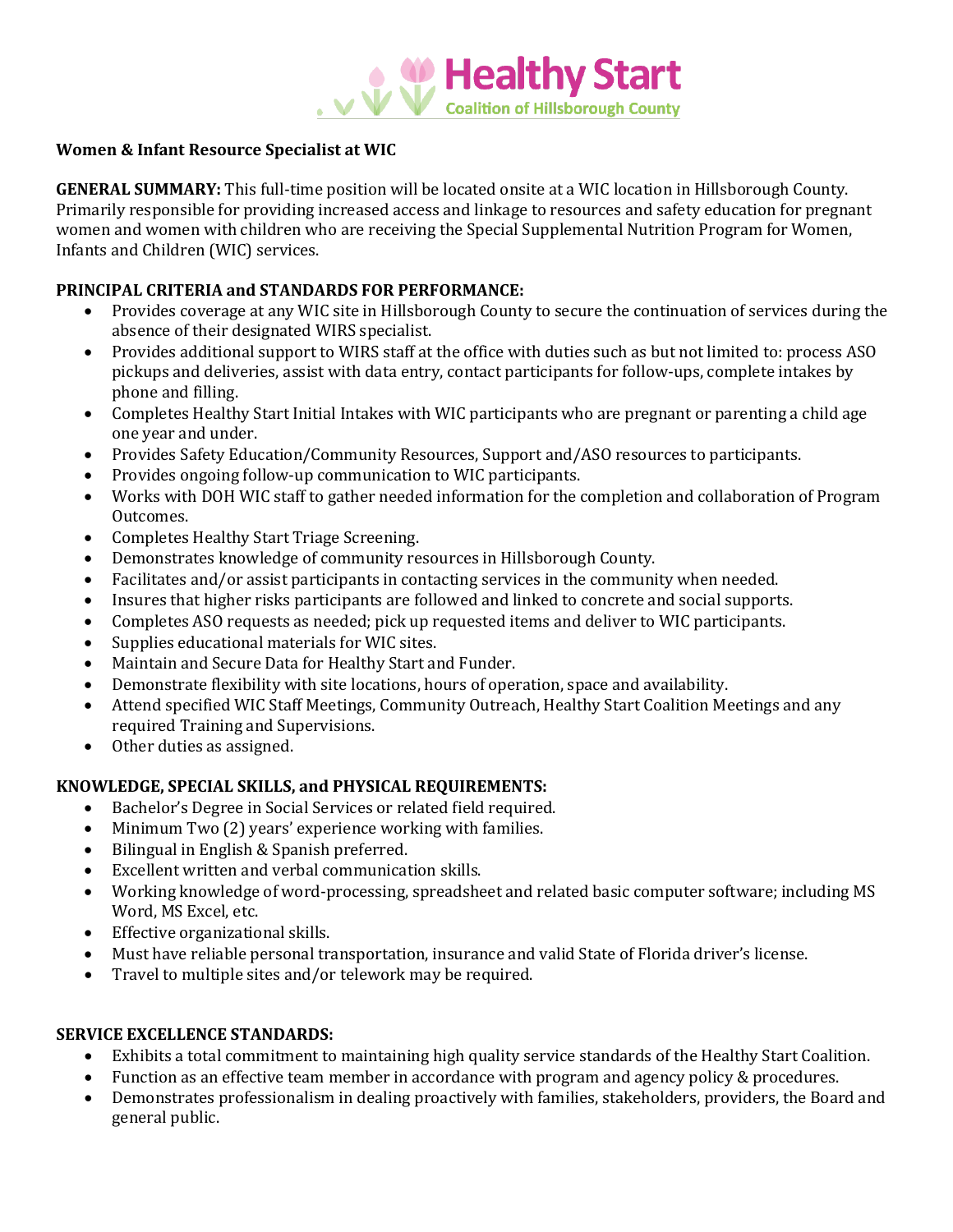Healthy Start
Coalition of Hillsborough County

**Women & Infant Resource Specialist at WIC**

**GENERAL SUMMARY:** This full-time position will be located onsite at a WIC location in Hillsborough County. Primarily responsible for providing increased access and linkage to resources and safety education for pregnant women and women with children who are receiving the Special Supplemental Nutrition Program for Women, Infants and Children (WIC) services.

**PRINCIPAL CRITERIA and STANDARDS FOR PERFORMANCE:**

- Provides coverage at any WIC site in Hillsborough County to secure the continuation of services during the absence of their designated WIRS specialist.
- Provides additional support to WIRS staff at the office with duties such as but not limited to: process ASO pickups and deliveries, assist with data entry, contact participants for follow-ups, complete intakes by phone and filling.
- Completes Healthy Start Initial Intakes with WIC participants who are pregnant or parenting a child age one year and under.
- Provides Safety Education/Community Resources, Support and/ASO resources to participants.
- Provides ongoing follow-up communication to WIC participants.
- Works with DOH WIC staff to gather needed information for the completion and collaboration of Program Outcomes.
- Completes Healthy Start Triage Screening.
- Demonstrates knowledge of community resources in Hillsborough County.
- Facilitates and/or assist participants in contacting services in the community when needed.
- Insures that higher risks participants are followed and linked to concrete and social supports.
- Completes ASO requests as needed; pick up requested items and deliver to WIC participants.
- Supplies educational materials for WIC sites.
- Maintain and Secure Data for Healthy Start and Funder.
- Demonstrate flexibility with site locations, hours of operation, space and availability.
- Attend specified WIC Staff Meetings, Community Outreach, Healthy Start Coalition Meetings and any required Training and Supervisions.
- Other duties as assigned.

**KNOWLEDGE, SPECIAL SKILLS, and PHYSICAL REQUIREMENTS:**

- Bachelor's Degree in Social Services or related field required.
- Minimum Two (2) years' experience working with families.
- Bilingual in English & Spanish preferred.
- Excellent written and verbal communication skills.
- Working knowledge of word-processing, spreadsheet and related basic computer software; including MS Word, MS Excel, etc.
- Effective organizational skills.
- Must have reliable personal transportation, insurance and valid State of Florida driver's license.
- Travel to multiple sites and/or telework may be required.

**SERVICE EXCELLENCE STANDARDS:**

- Exhibits a total commitment to maintaining high quality service standards of the Healthy Start Coalition.
- Function as an effective team member in accordance with program and agency policy & procedures.
- Demonstrates professionalism in dealing proactively with families, stakeholders, providers, the Board and general public.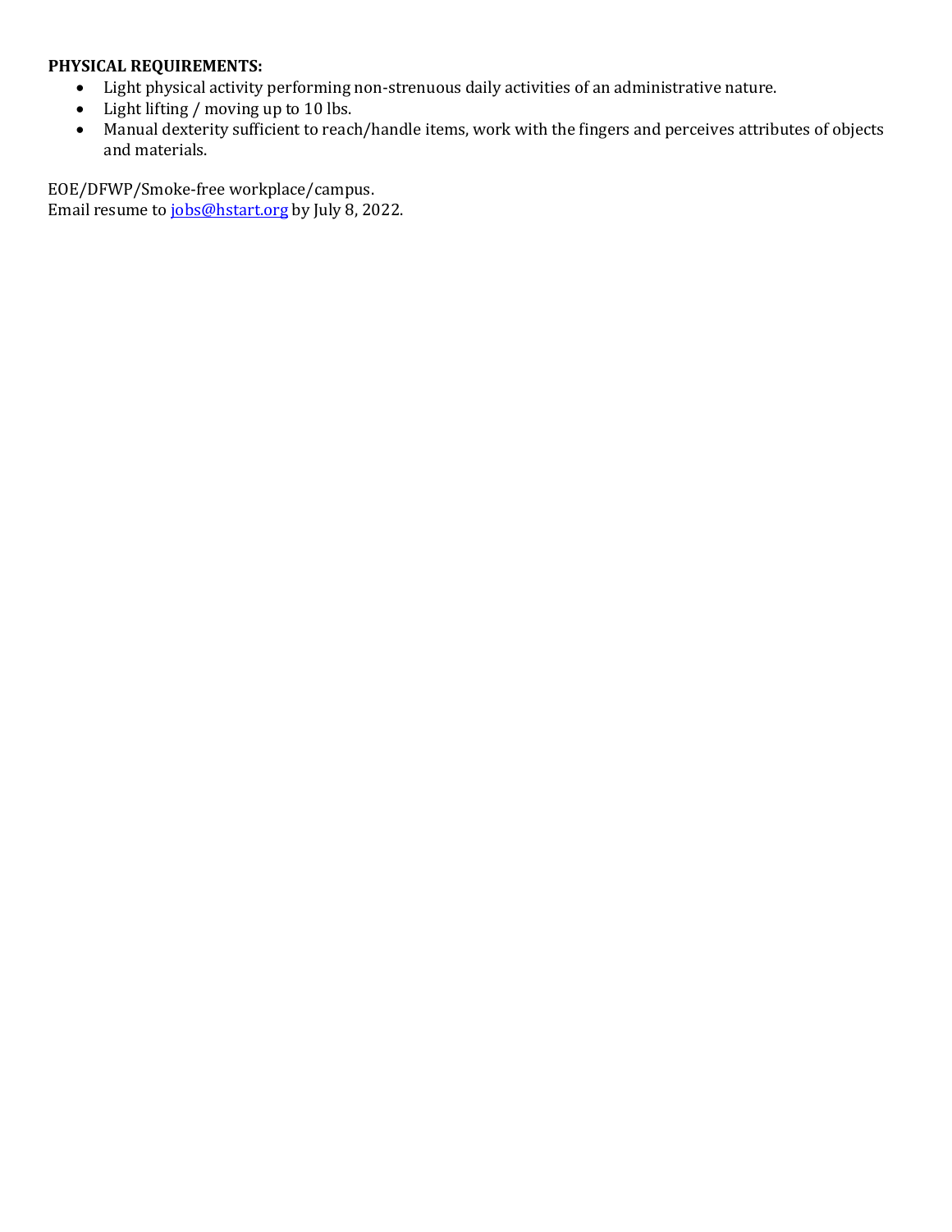**PHYSICAL REQUIREMENTS:**

- Light physical activity performing non-strenuous daily activities of an administrative nature.
- Light lifting / moving up to 10 lbs.
- Manual dexterity sufficient to reach/handle items, work with the fingers and perceives attributes of objects and materials.

EOE/DFWP/Smoke-free workplace/campus.
Email resume to jobs@hstart.org by July 8, 2022.